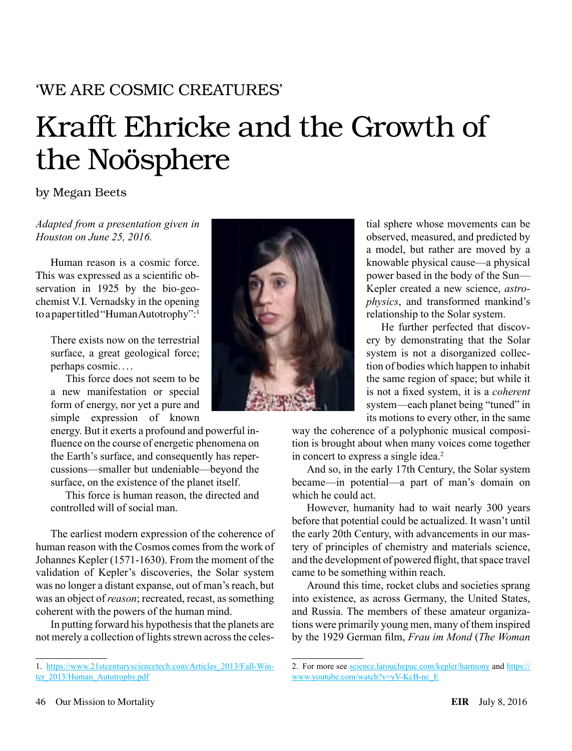'WE ARE COSMIC CREATURES'

# Krafft Ehricke and the Growth of the Noösphere

by Megan Beets

*Adapted from a presentation given in Houston on June 25, 2016.*

Human reason is a cosmic force. This was expressed as a scientific observation in 1925 by the bio-geochemist V.I. Vernadsky in the opening to a paper titled "Human Autotrophy":[1]

> There exists now on the terrestrial surface, a great geological force; perhaps cosmic. . . .
>
> This force does not seem to be a new manifestation or special form of energy, nor yet a pure and simple expression of known energy. But it exerts a profound and powerful influence on the course of energetic phenomena on the Earth's surface, and consequently has repercussions—smaller but undeniable—beyond the surface, on the existence of the planet itself.
>
> This force is human reason, the directed and controlled will of social man.

The earliest modern expression of the coherence of human reason with the Cosmos comes from the work of Johannes Kepler (1571-1630). From the moment of the validation of Kepler's discoveries, the Solar system was no longer a distant expanse, out of man's reach, but was an object of *reason*; recreated, recast, as something coherent with the powers of the human mind.

In putting forward his hypothesis that the planets are not merely a collection of lights strewn across the celestial sphere whose movements can be observed, measured, and predicted by a model, but rather are moved by a knowable physical cause—a physical power based in the body of the Sun—Kepler created a new science, *astrophysics*, and transformed mankind's relationship to the Solar system.

He further perfected that discovery by demonstrating that the Solar system is not a disorganized collection of bodies which happen to inhabit the same region of space; but while it is not a fixed system, it is a *coherent* system—each planet being "tuned" in its motions to every other, in the same way the coherence of a polyphonic musical composition is brought about when many voices come together in concert to express a single idea.[2]

And so, in the early 17th Century, the Solar system became—in potential—a part of man's domain on which he could act.

However, humanity had to wait nearly 300 years before that potential could be actualized. It wasn't until the early 20th Century, with advancements in our mastery of principles of chemistry and materials science, and the development of powered flight, that space travel came to be something within reach.

Around this time, rocket clubs and societies sprang into existence, as across Germany, the United States, and Russia. The members of these amateur organizations were primarily young men, many of them inspired by the 1929 German film, *Frau im Mond* (*The Woman*

---

1. https://www.21stcenturysciencetech.com/Articles_2013/Fall-Winter_2013/Human_Autotrophy.pdf

2. For more see science.larouchepac.com/kepler/harmony and https://www.youtube.com/watch?v=yV-KcB-nc_E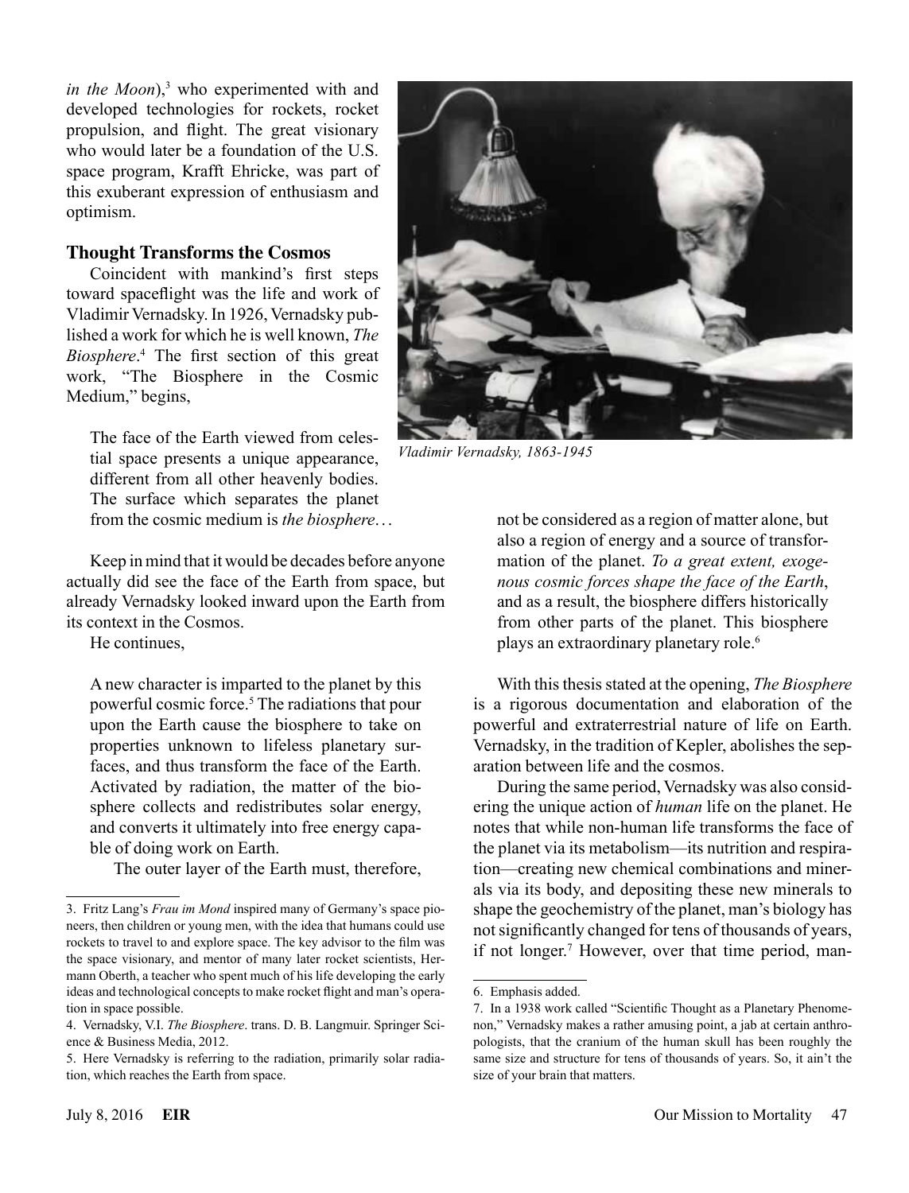*in the Moon*),[3] who experimented with and developed technologies for rockets, rocket propulsion, and flight. The great visionary who would later be a foundation of the U.S. space program, Krafft Ehricke, was part of this exuberant expression of enthusiasm and optimism.

### Thought Transforms the Cosmos

Coincident with mankind's first steps toward spaceflight was the life and work of Vladimir Vernadsky. In 1926, Vernadsky published a work for which he is well known, *The Biosphere*.[4] The first section of this great work, "The Biosphere in the Cosmic Medium," begins,

> The face of the Earth viewed from celestial space presents a unique appearance, different from all other heavenly bodies. The surface which separates the planet from the cosmic medium is *the biosphere*…

Keep in mind that it would be decades before anyone actually did see the face of the Earth from space, but already Vernadsky looked inward upon the Earth from its context in the Cosmos.

He continues,

> A new character is imparted to the planet by this powerful cosmic force.[5] The radiations that pour upon the Earth cause the biosphere to take on properties unknown to lifeless planetary surfaces, and thus transform the face of the Earth. Activated by radiation, the matter of the biosphere collects and redistributes solar energy, and converts it ultimately into free energy capable of doing work on Earth.
>
> The outer layer of the Earth must, therefore, not be considered as a region of matter alone, but also a region of energy and a source of transformation of the planet. *To a great extent, exogenous cosmic forces shape the face of the Earth*, and as a result, the biosphere differs historically from other parts of the planet. This biosphere plays an extraordinary planetary role.[6]

*Vladimir Vernadsky, 1863-1945*

With this thesis stated at the opening, *The Biosphere* is a rigorous documentation and elaboration of the powerful and extraterrestrial nature of life on Earth. Vernadsky, in the tradition of Kepler, abolishes the separation between life and the cosmos.

During the same period, Vernadsky was also considering the unique action of *human* life on the planet. He notes that while non-human life transforms the face of the planet via its metabolism—its nutrition and respiration—creating new chemical combinations and minerals via its body, and depositing these new minerals to shape the geochemistry of the planet, man's biology has not significantly changed for tens of thousands of years, if not longer.[7] However, over that time period, man-

---

3. Fritz Lang's *Frau im Mond* inspired many of Germany's space pioneers, then children or young men, with the idea that humans could use rockets to travel to and explore space. The key advisor to the film was the space visionary, and mentor of many later rocket scientists, Hermann Oberth, a teacher who spent much of his life developing the early ideas and technological concepts to make rocket flight and man's operation in space possible.

4. Vernadsky, V.I. *The Biosphere*. trans. D. B. Langmuir. Springer Science & Business Media, 2012.

5. Here Vernadsky is referring to the radiation, primarily solar radiation, which reaches the Earth from space.

6. Emphasis added.

7. In a 1938 work called "Scientific Thought as a Planetary Phenomenon," Vernadsky makes a rather amusing point, a jab at certain anthropologists, that the cranium of the human skull has been roughly the same size and structure for tens of thousands of years. So, it ain't the size of your brain that matters.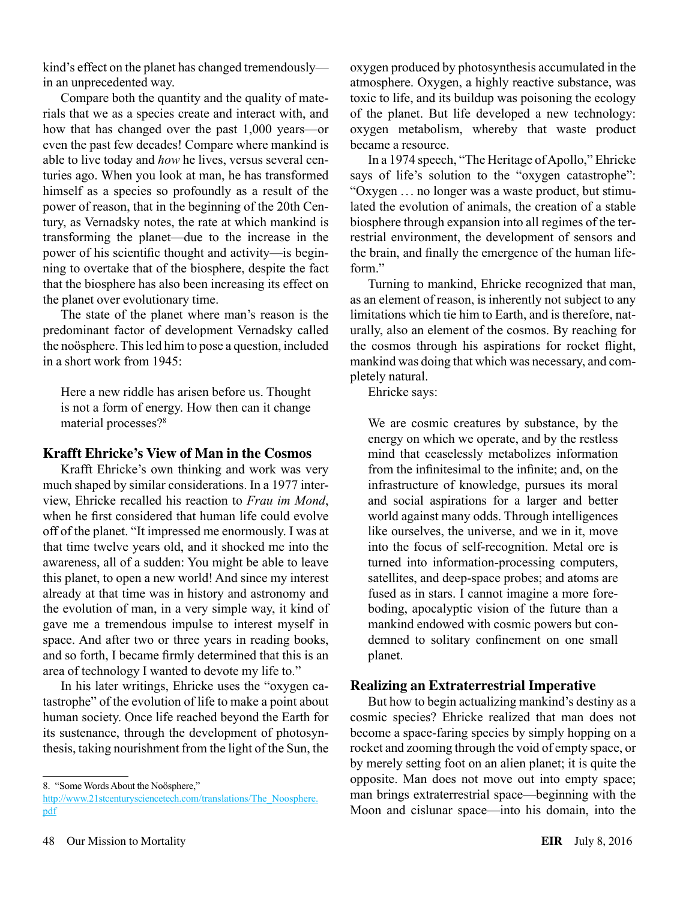kind's effect on the planet has changed tremendously—in an unprecedented way.

Compare both the quantity and the quality of materials that we as a species create and interact with, and how that has changed over the past 1,000 years—or even the past few decades! Compare where mankind is able to live today and *how* he lives, versus several centuries ago. When you look at man, he has transformed himself as a species so profoundly as a result of the power of reason, that in the beginning of the 20th Century, as Vernadsky notes, the rate at which mankind is transforming the planet—due to the increase in the power of his scientific thought and activity—is beginning to overtake that of the biosphere, despite the fact that the biosphere has also been increasing its effect on the planet over evolutionary time.

The state of the planet where man's reason is the predominant factor of development Vernadsky called the noösphere. This led him to pose a question, included in a short work from 1945:

> Here a new riddle has arisen before us. Thought is not a form of energy. How then can it change material processes?[8]

## Krafft Ehricke's View of Man in the Cosmos

Krafft Ehricke's own thinking and work was very much shaped by similar considerations. In a 1977 interview, Ehricke recalled his reaction to *Frau im Mond*, when he first considered that human life could evolve off of the planet. "It impressed me enormously. I was at that time twelve years old, and it shocked me into the awareness, all of a sudden: You might be able to leave this planet, to open a new world! And since my interest already at that time was in history and astronomy and the evolution of man, in a very simple way, it kind of gave me a tremendous impulse to interest myself in space. And after two or three years in reading books, and so forth, I became firmly determined that this is an area of technology I wanted to devote my life to."

In his later writings, Ehricke uses the "oxygen catastrophe" of the evolution of life to make a point about human society. Once life reached beyond the Earth for its sustenance, through the development of photosynthesis, taking nourishment from the light of the Sun, the oxygen produced by photosynthesis accumulated in the atmosphere. Oxygen, a highly reactive substance, was toxic to life, and its buildup was poisoning the ecology of the planet. But life developed a new technology: oxygen metabolism, whereby that waste product became a resource.

In a 1974 speech, "The Heritage of Apollo," Ehricke says of life's solution to the "oxygen catastrophe": "Oxygen ... no longer was a waste product, but stimulated the evolution of animals, the creation of a stable biosphere through expansion into all regimes of the terrestrial environment, the development of sensors and the brain, and finally the emergence of the human lifeform."

Turning to mankind, Ehricke recognized that man, as an element of reason, is inherently not subject to any limitations which tie him to Earth, and is therefore, naturally, also an element of the cosmos. By reaching for the cosmos through his aspirations for rocket flight, mankind was doing that which was necessary, and completely natural.

Ehricke says:

> We are cosmic creatures by substance, by the energy on which we operate, and by the restless mind that ceaselessly metabolizes information from the infinitesimal to the infinite; and, on the infrastructure of knowledge, pursues its moral and social aspirations for a larger and better world against many odds. Through intelligences like ourselves, the universe, and we in it, move into the focus of self-recognition. Metal ore is turned into information-processing computers, satellites, and deep-space probes; and atoms are fused as in stars. I cannot imagine a more foreboding, apocalyptic vision of the future than a mankind endowed with cosmic powers but condemned to solitary confinement on one small planet.

## Realizing an Extraterrestrial Imperative

But how to begin actualizing mankind's destiny as a cosmic species? Ehricke realized that man does not become a space-faring species by simply hopping on a rocket and zooming through the void of empty space, or by merely setting foot on an alien planet; it is quite the opposite. Man does not move out into empty space; man brings extraterrestrial space—beginning with the Moon and cislunar space—into his domain, into the

---

8. "Some Words About the Noösphere," http://www.21stcenturysciencetech.com/translations/The_Noosphere.pdf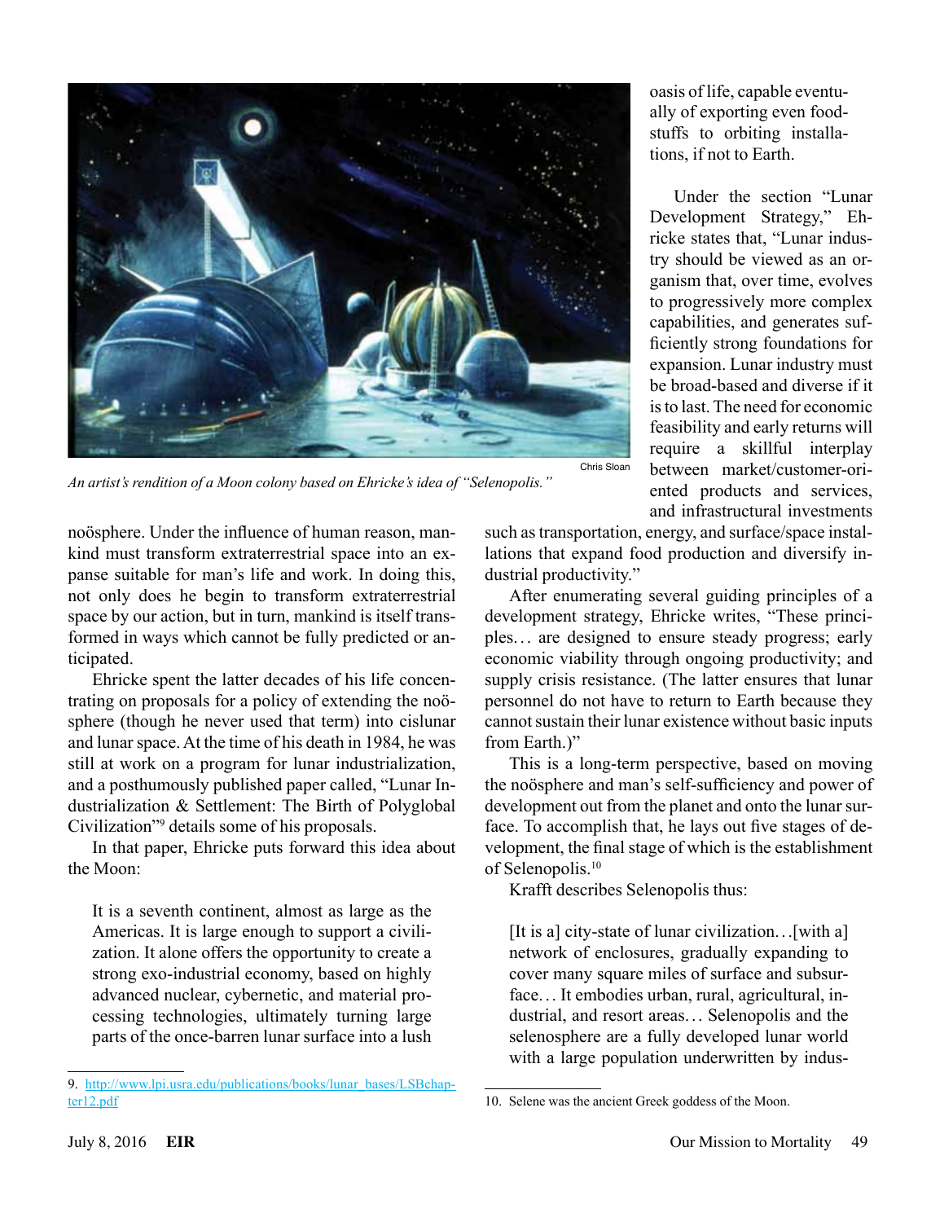An artist's rendition of a Moon colony based on Ehricke's idea of "Selenopolis."

Chris Sloan

noösphere. Under the influence of human reason, mankind must transform extraterrestrial space into an expanse suitable for man's life and work. In doing this, not only does he begin to transform extraterrestrial space by our action, but in turn, mankind is itself transformed in ways which cannot be fully predicted or anticipated.

Ehricke spent the latter decades of his life concentrating on proposals for a policy of extending the noösphere (though he never used that term) into cislunar and lunar space. At the time of his death in 1984, he was still at work on a program for lunar industrialization, and a posthumously published paper called, "Lunar Industrialization & Settlement: The Birth of Polyglobal Civilization"[9] details some of his proposals.

In that paper, Ehricke puts forward this idea about the Moon:

> It is a seventh continent, almost as large as the Americas. It is large enough to support a civilization. It alone offers the opportunity to create a strong exo-industrial economy, based on highly advanced nuclear, cybernetic, and material processing technologies, ultimately turning large parts of the once-barren lunar surface into a lush oasis of life, capable eventually of exporting even foodstuffs to orbiting installations, if not to Earth.

Under the section "Lunar Development Strategy," Ehricke states that, "Lunar industry should be viewed as an organism that, over time, evolves to progressively more complex capabilities, and generates sufficiently strong foundations for expansion. Lunar industry must be broad-based and diverse if it is to last. The need for economic feasibility and early returns will require a skillful interplay between market/customer-oriented products and services, and infrastructural investments such as transportation, energy, and surface/space installations that expand food production and diversify industrial productivity."

After enumerating several guiding principles of a development strategy, Ehricke writes, "These principles… are designed to ensure steady progress; early economic viability through ongoing productivity; and supply crisis resistance. (The latter ensures that lunar personnel do not have to return to Earth because they cannot sustain their lunar existence without basic inputs from Earth.)"

This is a long-term perspective, based on moving the noösphere and man's self-sufficiency and power of development out from the planet and onto the lunar surface. To accomplish that, he lays out five stages of development, the final stage of which is the establishment of Selenopolis.[10]

Krafft describes Selenopolis thus:

> [It is a] city-state of lunar civilization…[with a] network of enclosures, gradually expanding to cover many square miles of surface and subsurface… It embodies urban, rural, agricultural, industrial, and resort areas… Selenopolis and the selenosphere are a fully developed lunar world with a large population underwritten by indus-

9. http://www.lpi.usra.edu/publications/books/lunar_bases/LSBchapter12.pdf

10. Selene was the ancient Greek goddess of the Moon.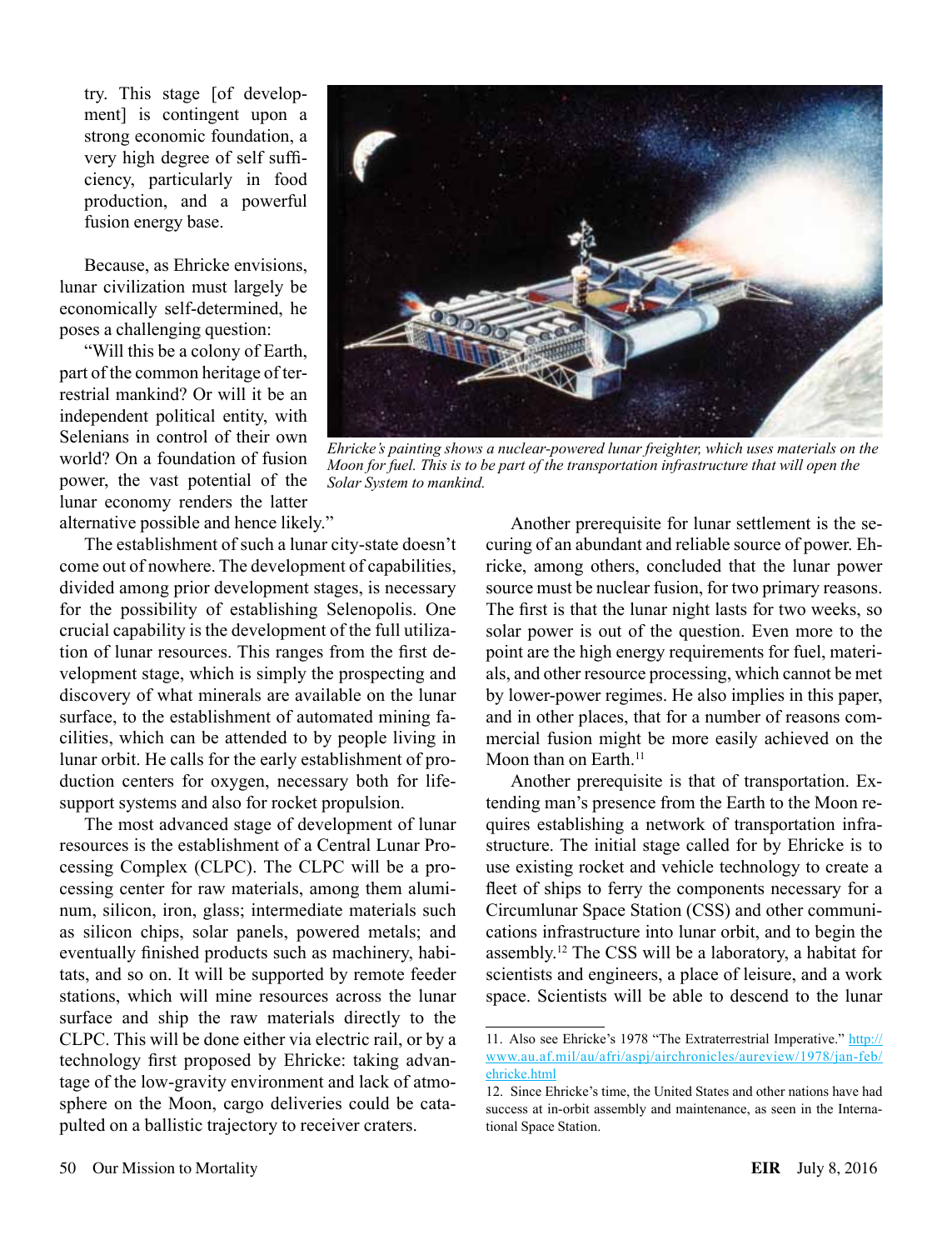try. This stage [of development] is contingent upon a strong economic foundation, a very high degree of self sufficiency, particularly in food production, and a powerful fusion energy base.

Because, as Ehricke envisions, lunar civilization must largely be economically self-determined, he poses a challenging question:

"Will this be a colony of Earth, part of the common heritage of terrestrial mankind? Or will it be an independent political entity, with Selenians in control of their own world? On a foundation of fusion power, the vast potential of the lunar economy renders the latter alternative possible and hence likely."

*Ehricke's painting shows a nuclear-powered lunar freighter, which uses materials on the Moon for fuel. This is to be part of the transportation infrastructure that will open the Solar System to mankind.*

The establishment of such a lunar city-state doesn't come out of nowhere. The development of capabilities, divided among prior development stages, is necessary for the possibility of establishing Selenopolis. One crucial capability is the development of the full utilization of lunar resources. This ranges from the first development stage, which is simply the prospecting and discovery of what minerals are available on the lunar surface, to the establishment of automated mining facilities, which can be attended to by people living in lunar orbit. He calls for the early establishment of production centers for oxygen, necessary both for life-support systems and also for rocket propulsion.

The most advanced stage of development of lunar resources is the establishment of a Central Lunar Processing Complex (CLPC). The CLPC will be a processing center for raw materials, among them aluminum, silicon, iron, glass; intermediate materials such as silicon chips, solar panels, powered metals; and eventually finished products such as machinery, habitats, and so on. It will be supported by remote feeder stations, which will mine resources across the lunar surface and ship the raw materials directly to the CLPC. This will be done either via electric rail, or by a technology first proposed by Ehricke: taking advantage of the low-gravity environment and lack of atmosphere on the Moon, cargo deliveries could be catapulted on a ballistic trajectory to receiver craters.

Another prerequisite for lunar settlement is the securing of an abundant and reliable source of power. Ehricke, among others, concluded that the lunar power source must be nuclear fusion, for two primary reasons. The first is that the lunar night lasts for two weeks, so solar power is out of the question. Even more to the point are the high energy requirements for fuel, materials, and other resource processing, which cannot be met by lower-power regimes. He also implies in this paper, and in other places, that for a number of reasons commercial fusion might be more easily achieved on the Moon than on Earth.[11]

Another prerequisite is that of transportation. Extending man's presence from the Earth to the Moon requires establishing a network of transportation infrastructure. The initial stage called for by Ehricke is to use existing rocket and vehicle technology to create a fleet of ships to ferry the components necessary for a Circumlunar Space Station (CSS) and other communications infrastructure into lunar orbit, and to begin the assembly.[12] The CSS will be a laboratory, a habitat for scientists and engineers, a place of leisure, and a work space. Scientists will be able to descend to the lunar

---

11. Also see Ehricke's 1978 "The Extraterrestrial Imperative." http://www.au.af.mil/au/afri/aspj/airchronicles/aureview/1978/jan-feb/ehricke.html

12. Since Ehricke's time, the United States and other nations have had success at in-orbit assembly and maintenance, as seen in the International Space Station.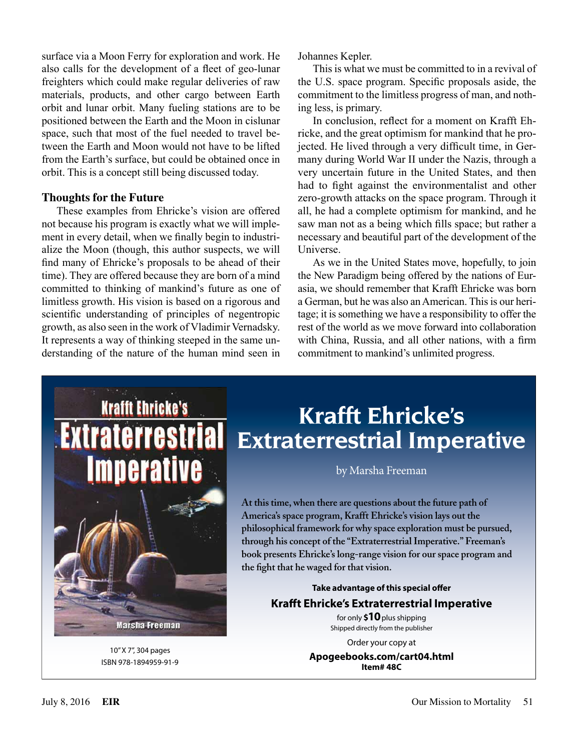surface via a Moon Ferry for exploration and work. He also calls for the development of a fleet of geo-lunar freighters which could make regular deliveries of raw materials, products, and other cargo between Earth orbit and lunar orbit. Many fueling stations are to be positioned between the Earth and the Moon in cislunar space, such that most of the fuel needed to travel between the Earth and Moon would not have to be lifted from the Earth's surface, but could be obtained once in orbit. This is a concept still being discussed today.

### Thoughts for the Future

These examples from Ehricke's vision are offered not because his program is exactly what we will implement in every detail, when we finally begin to industrialize the Moon (though, this author suspects, we will find many of Ehricke's proposals to be ahead of their time). They are offered because they are born of a mind committed to thinking of mankind's future as one of limitless growth. His vision is based on a rigorous and scientific understanding of principles of negentropic growth, as also seen in the work of Vladimir Vernadsky. It represents a way of thinking steeped in the same understanding of the nature of the human mind seen in Johannes Kepler.

This is what we must be committed to in a revival of the U.S. space program. Specific proposals aside, the commitment to the limitless progress of man, and nothing less, is primary.

In conclusion, reflect for a moment on Krafft Ehricke, and the great optimism for mankind that he projected. He lived through a very difficult time, in Germany during World War II under the Nazis, through a very uncertain future in the United States, and then had to fight against the environmentalist and other zero-growth attacks on the space program. Through it all, he had a complete optimism for mankind, and he saw man not as a being which fills space; but rather a necessary and beautiful part of the development of the Universe.

As we in the United States move, hopefully, to join the New Paradigm being offered by the nations of Eurasia, we should remember that Krafft Ehricke was born a German, but he was also an American. This is our heritage; it is something we have a responsibility to offer the rest of the world as we move forward into collaboration with China, Russia, and all other nations, with a firm commitment to mankind's unlimited progress.

---

Krafft Ehricke's Extraterrestrial Imperative

Marsha Freeman

10" X 7", 304 pages
ISBN 978-1894959-91-9

## Krafft Ehricke's Extraterrestrial Imperative

by Marsha Freeman

**At this time, when there are questions about the future path of America's space program, Krafft Ehricke's vision lays out the philosophical framework for why space exploration must be pursued, through his concept of the "Extraterrestrial Imperative." Freeman's book presents Ehricke's long-range vision for our space program and the fight that he waged for that vision.**

**Take advantage of this special offer**

**Krafft Ehricke's Extraterrestrial Imperative**

for only **$10** plus shipping
Shipped directly from the publisher

Order your copy at

**Apogeebooks.com/cart04.html**
**Item# 48C**